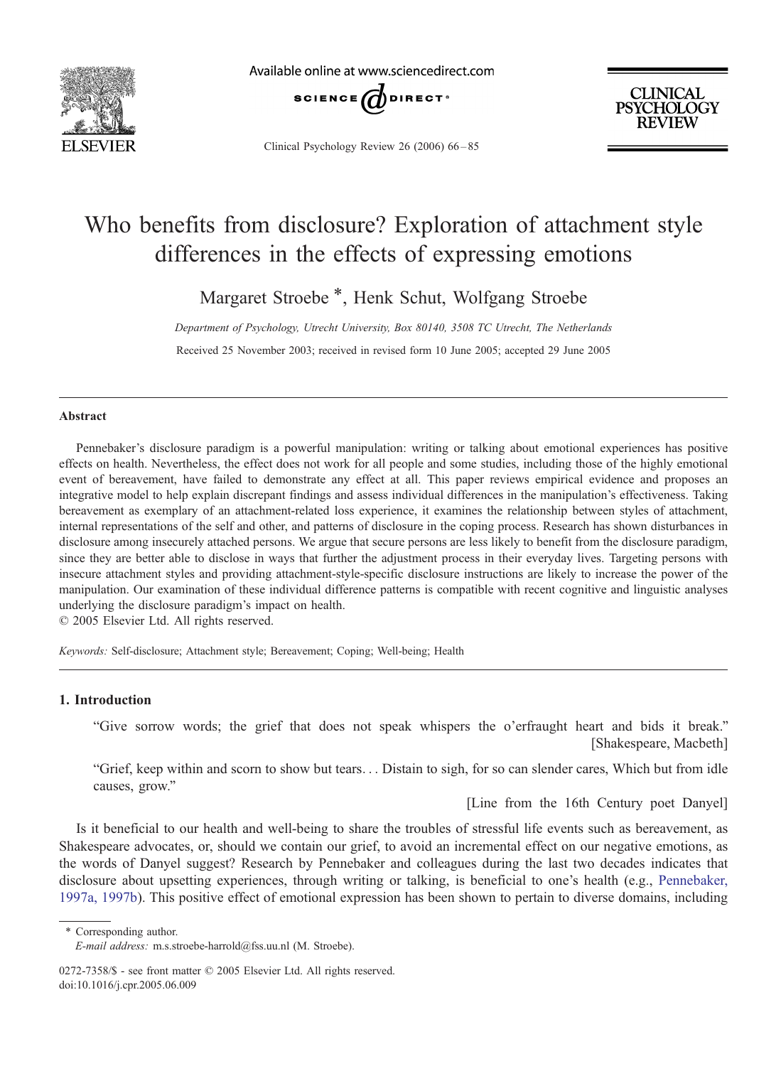# Who benefits from disclosure? Exploration of attachment style differences in the effects of expressing emotions

Margaret Stroebe *, Henk Schut, Wolfgang Stroebe

*Department of Psychology, Utrecht University, Box 80140, 3508 TC Utrecht, The Netherlands*

Received 25 November 2003; received in revised form 10 June 2005; accepted 29 June 2005

---

**Abstract**

Pennebaker's disclosure paradigm is a powerful manipulation: writing or talking about emotional experiences has positive effects on health. Nevertheless, the effect does not work for all people and some studies, including those of the highly emotional event of bereavement, have failed to demonstrate any effect at all. This paper reviews empirical evidence and proposes an integrative model to help explain discrepant findings and assess individual differences in the manipulation's effectiveness. Taking bereavement as exemplary of an attachment-related loss experience, it examines the relationship between styles of attachment, internal representations of the self and other, and patterns of disclosure in the coping process. Research has shown disturbances in disclosure among insecurely attached persons. We argue that secure persons are less likely to benefit from the disclosure paradigm, since they are better able to disclose in ways that further the adjustment process in their everyday lives. Targeting persons with insecure attachment styles and providing attachment-style-specific disclosure instructions are likely to increase the power of the manipulation. Our examination of these individual difference patterns is compatible with recent cognitive and linguistic analyses underlying the disclosure paradigm's impact on health.

© 2005 Elsevier Ltd. All rights reserved.

*Keywords:* Self-disclosure; Attachment style; Bereavement; Coping; Well-being; Health

---

## 1. Introduction

> "Give sorrow words; the grief that does not speak whispers the o'erfraught heart and bids it break."
> [Shakespeare, Macbeth]

> "Grief, keep within and scorn to show but tears... Distain to sigh, for so can slender cares, Which but from idle causes, grow."
> [Line from the 16th Century poet Danyel]

Is it beneficial to our health and well-being to share the troubles of stressful life events such as bereavement, as Shakespeare advocates, or, should we contain our grief, to avoid an incremental effect on our negative emotions, as the words of Danyel suggest? Research by Pennebaker and colleagues during the last two decades indicates that disclosure about upsetting experiences, through writing or talking, is beneficial to one's health (e.g., Pennebaker, 1997a, 1997b). This positive effect of emotional expression has been shown to pertain to diverse domains, including

---

\* Corresponding author.
*E-mail address:* m.s.stroebe-harrold@fss.uu.nl (M. Stroebe).

0272-7358/$ - see front matter © 2005 Elsevier Ltd. All rights reserved.
doi:10.1016/j.cpr.2005.06.009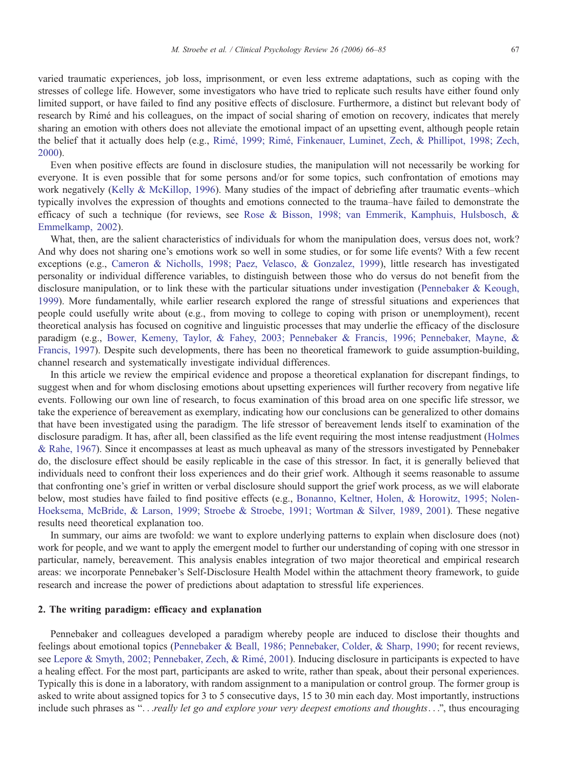varied traumatic experiences, job loss, imprisonment, or even less extreme adaptations, such as coping with the stresses of college life. However, some investigators who have tried to replicate such results have either found only limited support, or have failed to find any positive effects of disclosure. Furthermore, a distinct but relevant body of research by Rimé and his colleagues, on the impact of social sharing of emotion on recovery, indicates that merely sharing an emotion with others does not alleviate the emotional impact of an upsetting event, although people retain the belief that it actually does help (e.g., Rimé, 1999; Rimé, Finkenauer, Luminet, Zech, & Phillipot, 1998; Zech, 2000).

Even when positive effects are found in disclosure studies, the manipulation will not necessarily be working for everyone. It is even possible that for some persons and/or for some topics, such confrontation of emotions may work negatively (Kelly & McKillop, 1996). Many studies of the impact of debriefing after traumatic events–which typically involves the expression of thoughts and emotions connected to the trauma–have failed to demonstrate the efficacy of such a technique (for reviews, see Rose & Bisson, 1998; van Emmerik, Kamphuis, Hulsbosch, & Emmelkamp, 2002).

What, then, are the salient characteristics of individuals for whom the manipulation does, versus does not, work? And why does not sharing one's emotions work so well in some studies, or for some life events? With a few recent exceptions (e.g., Cameron & Nicholls, 1998; Paez, Velasco, & Gonzalez, 1999), little research has investigated personality or individual difference variables, to distinguish between those who do versus do not benefit from the disclosure manipulation, or to link these with the particular situations under investigation (Pennebaker & Keough, 1999). More fundamentally, while earlier research explored the range of stressful situations and experiences that people could usefully write about (e.g., from moving to college to coping with prison or unemployment), recent theoretical analysis has focused on cognitive and linguistic processes that may underlie the efficacy of the disclosure paradigm (e.g., Bower, Kemeny, Taylor, & Fahey, 2003; Pennebaker & Francis, 1996; Pennebaker, Mayne, & Francis, 1997). Despite such developments, there has been no theoretical framework to guide assumption-building, channel research and systematically investigate individual differences.

In this article we review the empirical evidence and propose a theoretical explanation for discrepant findings, to suggest when and for whom disclosing emotions about upsetting experiences will further recovery from negative life events. Following our own line of research, to focus examination of this broad area on one specific life stressor, we take the experience of bereavement as exemplary, indicating how our conclusions can be generalized to other domains that have been investigated using the paradigm. The life stressor of bereavement lends itself to examination of the disclosure paradigm. It has, after all, been classified as the life event requiring the most intense readjustment (Holmes & Rahe, 1967). Since it encompasses at least as much upheaval as many of the stressors investigated by Pennebaker do, the disclosure effect should be easily replicable in the case of this stressor. In fact, it is generally believed that individuals need to confront their loss experiences and do their grief work. Although it seems reasonable to assume that confronting one's grief in written or verbal disclosure should support the grief work process, as we will elaborate below, most studies have failed to find positive effects (e.g., Bonanno, Keltner, Holen, & Horowitz, 1995; Nolen-Hoeksema, McBride, & Larson, 1999; Stroebe & Stroebe, 1991; Wortman & Silver, 1989, 2001). These negative results need theoretical explanation too.

In summary, our aims are twofold: we want to explore underlying patterns to explain when disclosure does (not) work for people, and we want to apply the emergent model to further our understanding of coping with one stressor in particular, namely, bereavement. This analysis enables integration of two major theoretical and empirical research areas: we incorporate Pennebaker's Self-Disclosure Health Model within the attachment theory framework, to guide research and increase the power of predictions about adaptation to stressful life experiences.

## 2. The writing paradigm: efficacy and explanation

Pennebaker and colleagues developed a paradigm whereby people are induced to disclose their thoughts and feelings about emotional topics (Pennebaker & Beall, 1986; Pennebaker, Colder, & Sharp, 1990; for recent reviews, see Lepore & Smyth, 2002; Pennebaker, Zech, & Rimé, 2001). Inducing disclosure in participants is expected to have a healing effect. For the most part, participants are asked to write, rather than speak, about their personal experiences. Typically this is done in a laboratory, with random assignment to a manipulation or control group. The former group is asked to write about assigned topics for 3 to 5 consecutive days, 15 to 30 min each day. Most importantly, instructions include such phrases as "*...really let go and explore your very deepest emotions and thoughts...*", thus encouraging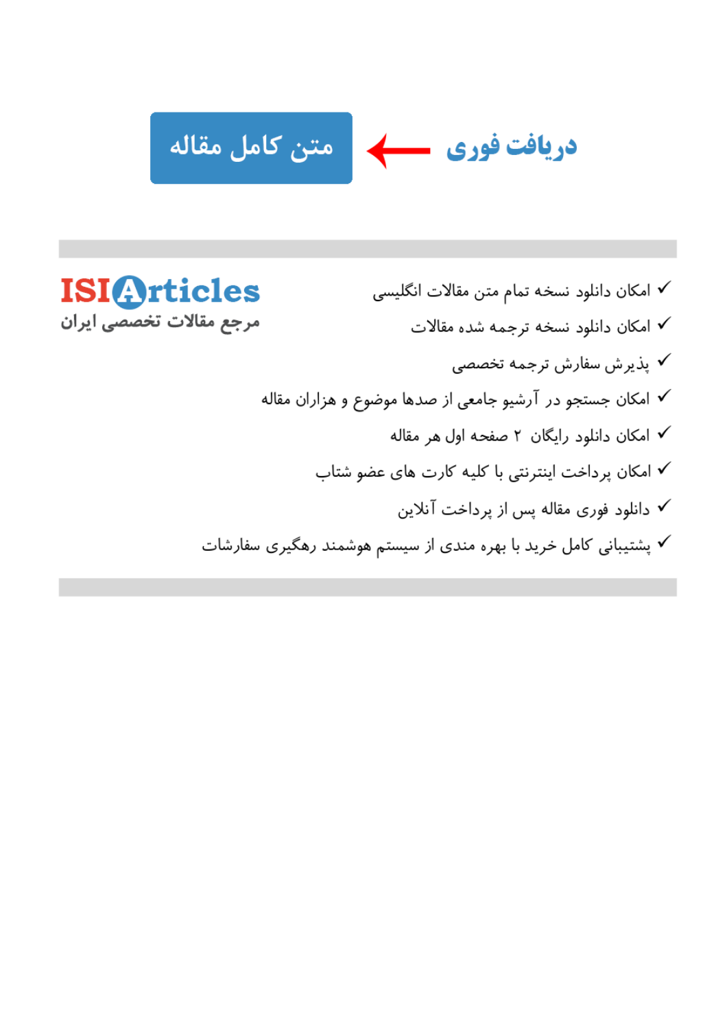دریافت فوری ← **متن کامل مقاله**

**ISIArticles**
مرجع مقالات تخصصی ایران

- ✓ امکان دانلود نسخه تمام متن مقالات انگلیسی
- ✓ امکان دانلود نسخه ترجمه شده مقالات
- ✓ پذیرش سفارش ترجمه تخصصی
- ✓ امکان جستجو در آرشیو جامعی از صدها موضوع و هزاران مقاله
- ✓ امکان دانلود رایگان ۲ صفحه اول هر مقاله
- ✓ امکان پرداخت اینترنتی با کلیه کارت های عضو شتاب
- ✓ دانلود فوری مقاله پس از پرداخت آنلاین
- ✓ پشتیبانی کامل خرید با بهره مندی از سیستم هوشمند رهگیری سفارشات